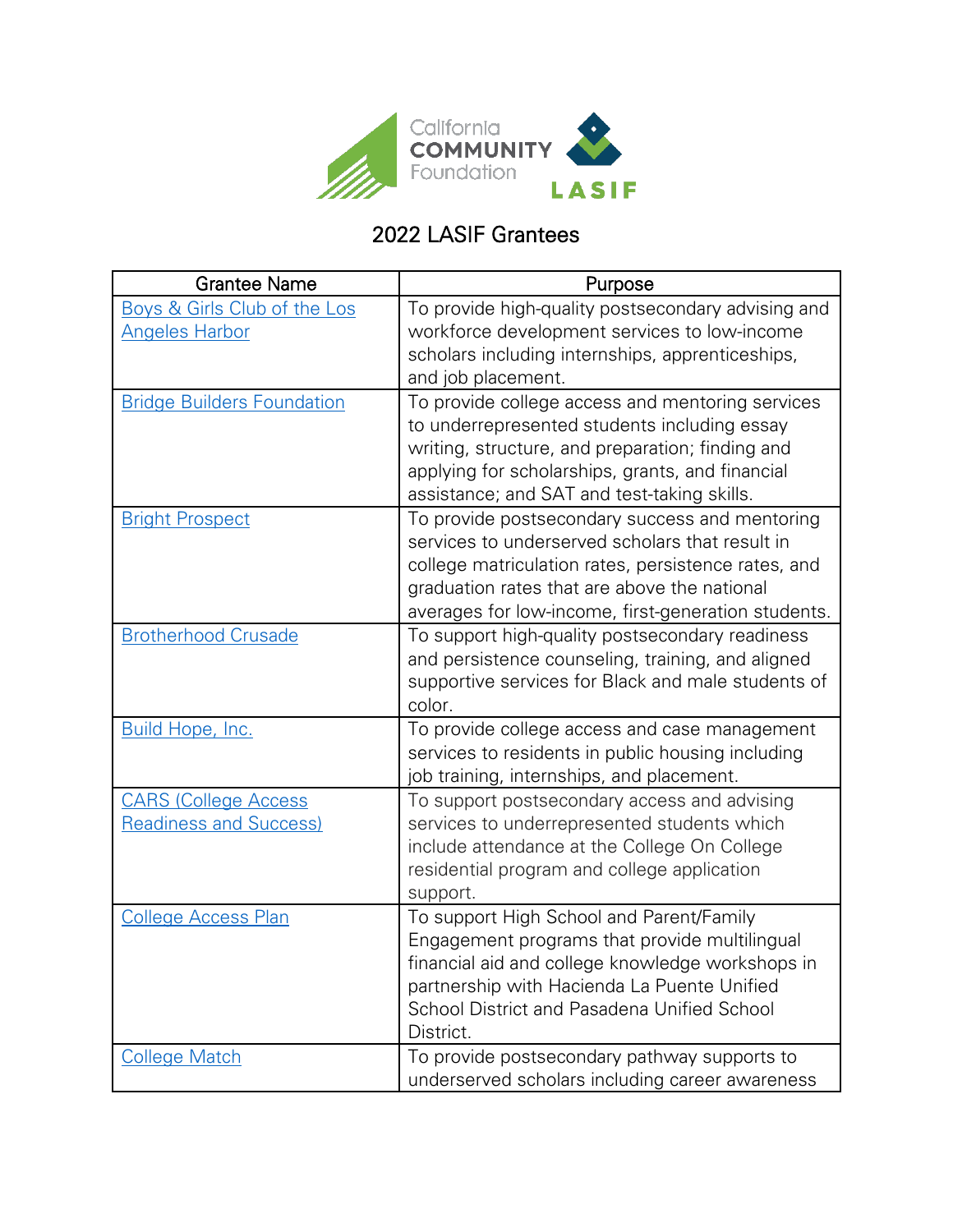# 2022 LASIF Grantees

| Grantee Name | Purpose |
|---|---|
| Boys & Girls Club of the Los Angeles Harbor | To provide high-quality postsecondary advising and workforce development services to low-income scholars including internships, apprenticeships, and job placement. |
| Bridge Builders Foundation | To provide college access and mentoring services to underrepresented students including essay writing, structure, and preparation; finding and applying for scholarships, grants, and financial assistance; and SAT and test-taking skills. |
| Bright Prospect | To provide postsecondary success and mentoring services to underserved scholars that result in college matriculation rates, persistence rates, and graduation rates that are above the national averages for low-income, first-generation students. |
| Brotherhood Crusade | To support high-quality postsecondary readiness and persistence counseling, training, and aligned supportive services for Black and male students of color. |
| Build Hope, Inc. | To provide college access and case management services to residents in public housing including job training, internships, and placement. |
| CARS (College Access Readiness and Success) | To support postsecondary access and advising services to underrepresented students which include attendance at the College On College residential program and college application support. |
| College Access Plan | To support High School and Parent/Family Engagement programs that provide multilingual financial aid and college knowledge workshops in partnership with Hacienda La Puente Unified School District and Pasadena Unified School District. |
| College Match | To provide postsecondary pathway supports to underserved scholars including career awareness |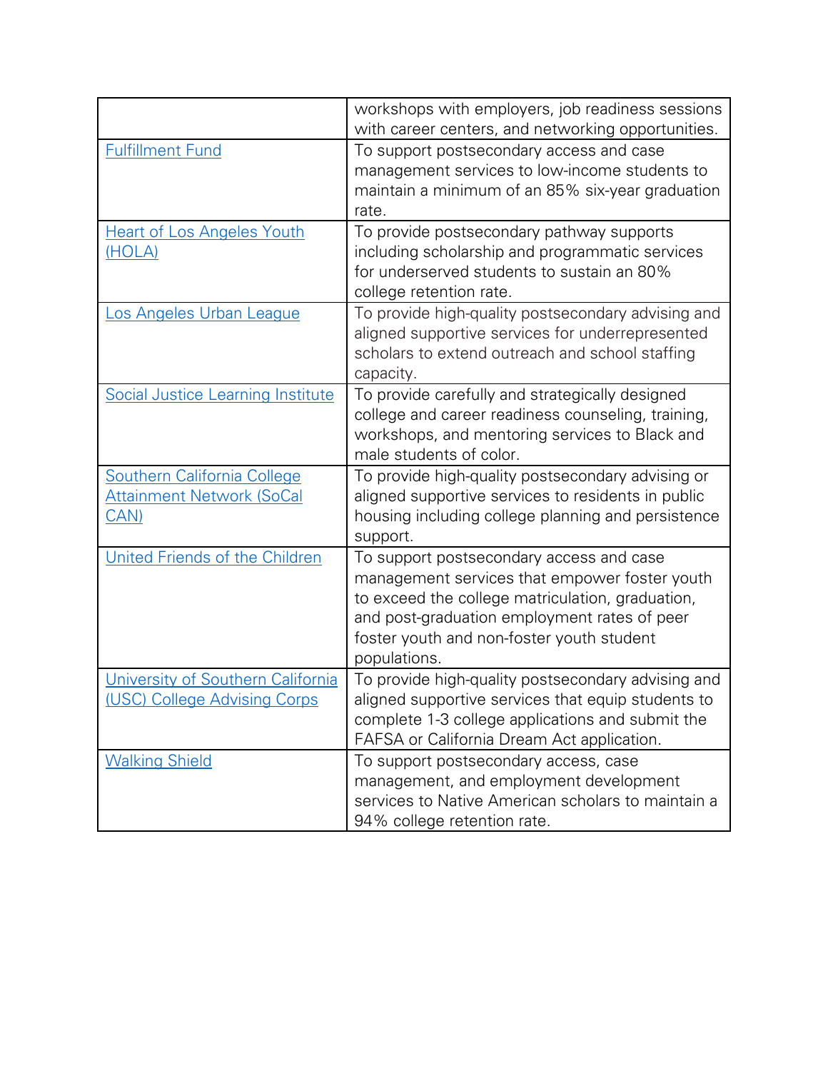| | |
|---|---|
| | workshops with employers, job readiness sessions with career centers, and networking opportunities. |
| [Fulfillment Fund]() | To support postsecondary access and case management services to low-income students to maintain a minimum of an 85% six-year graduation rate. |
| [Heart of Los Angeles Youth (HOLA)]() | To provide postsecondary pathway supports including scholarship and programmatic services for underserved students to sustain an 80% college retention rate. |
| [Los Angeles Urban League]() | To provide high-quality postsecondary advising and aligned supportive services for underrepresented scholars to extend outreach and school staffing capacity. |
| [Social Justice Learning Institute]() | To provide carefully and strategically designed college and career readiness counseling, training, workshops, and mentoring services to Black and male students of color. |
| [Southern California College Attainment Network (SoCal CAN)]() | To provide high-quality postsecondary advising or aligned supportive services to residents in public housing including college planning and persistence support. |
| [United Friends of the Children]() | To support postsecondary access and case management services that empower foster youth to exceed the college matriculation, graduation, and post-graduation employment rates of peer foster youth and non-foster youth student populations. |
| [University of Southern California (USC) College Advising Corps]() | To provide high-quality postsecondary advising and aligned supportive services that equip students to complete 1-3 college applications and submit the FAFSA or California Dream Act application. |
| [Walking Shield]() | To support postsecondary access, case management, and employment development services to Native American scholars to maintain a 94% college retention rate. |